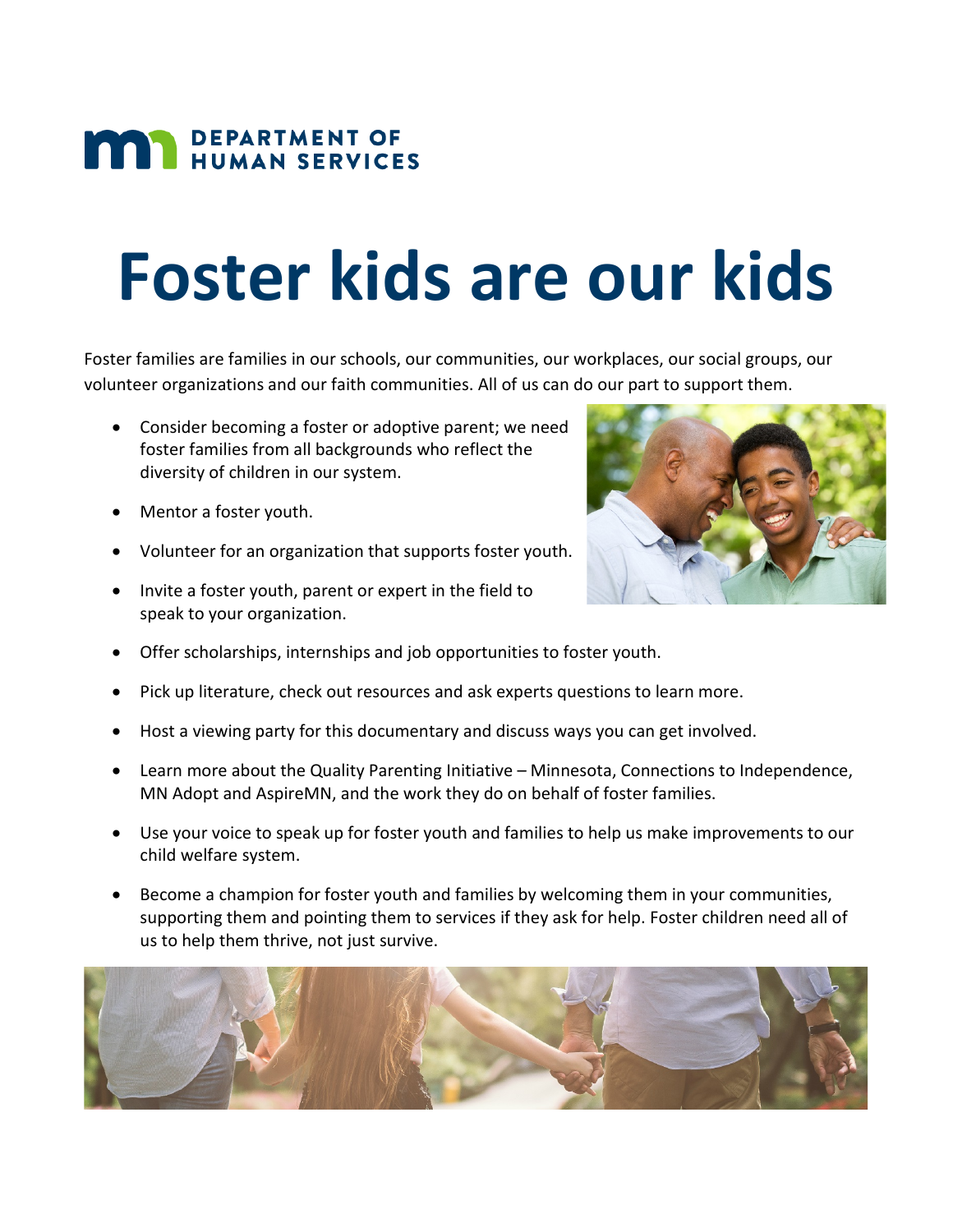DEPARTMENT OF HUMAN SERVICES

# Foster kids are our kids

Foster families are families in our schools, our communities, our workplaces, our social groups, our volunteer organizations and our faith communities. All of us can do our part to support them.

- Consider becoming a foster or adoptive parent; we need foster families from all backgrounds who reflect the diversity of children in our system.
- Mentor a foster youth.
- Volunteer for an organization that supports foster youth.
- Invite a foster youth, parent or expert in the field to speak to your organization.
- Offer scholarships, internships and job opportunities to foster youth.
- Pick up literature, check out resources and ask experts questions to learn more.
- Host a viewing party for this documentary and discuss ways you can get involved.
- Learn more about the Quality Parenting Initiative – Minnesota, Connections to Independence, MN Adopt and AspireMN, and the work they do on behalf of foster families.
- Use your voice to speak up for foster youth and families to help us make improvements to our child welfare system.
- Become a champion for foster youth and families by welcoming them in your communities, supporting them and pointing them to services if they ask for help. Foster children need all of us to help them thrive, not just survive.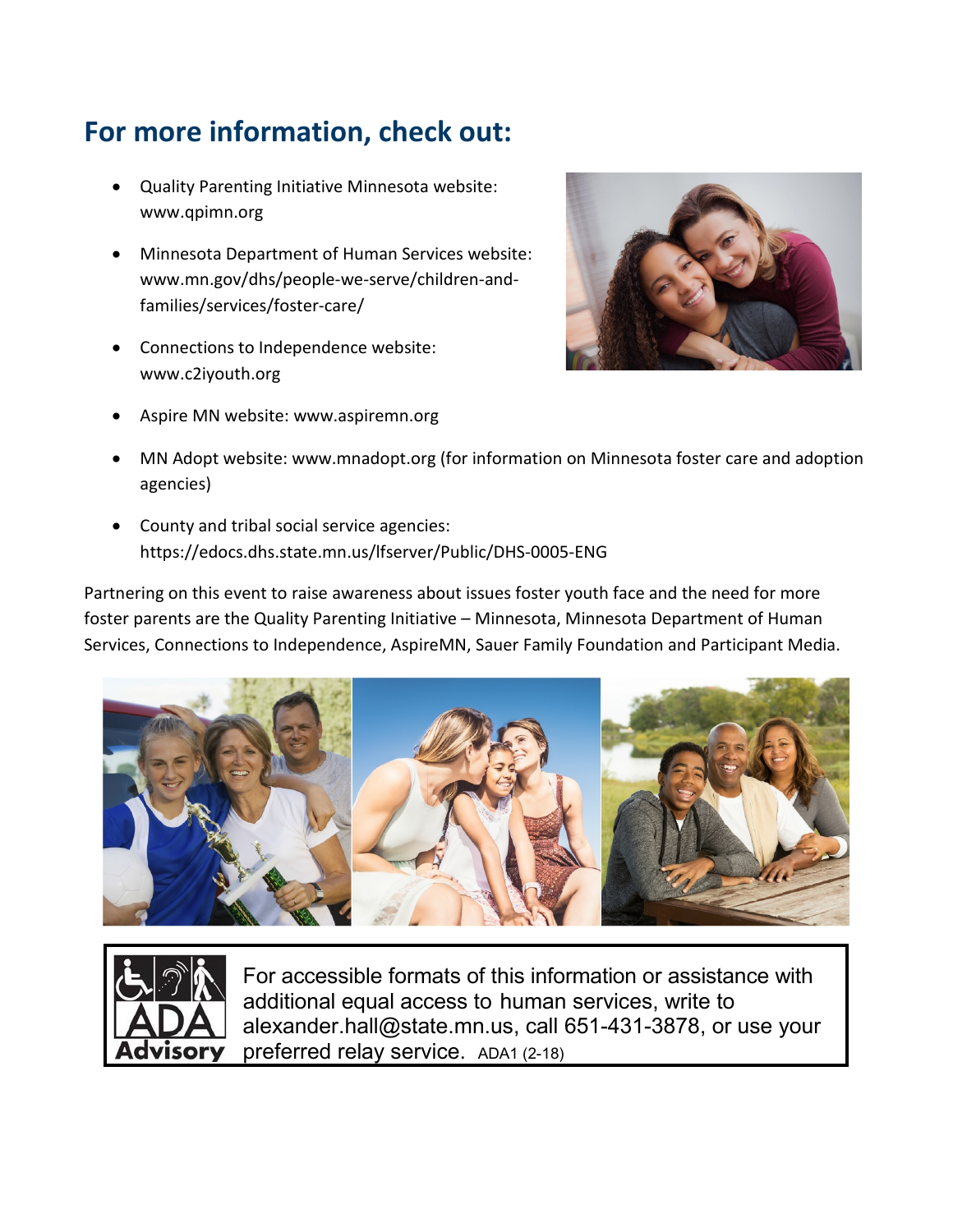## For more information, check out:

- Quality Parenting Initiative Minnesota website: www.qpimn.org
- Minnesota Department of Human Services website: www.mn.gov/dhs/people-we-serve/children-and-families/services/foster-care/
- Connections to Independence website: www.c2iyouth.org
- Aspire MN website: www.aspiremn.org
- MN Adopt website: www.mnadopt.org (for information on Minnesota foster care and adoption agencies)
- County and tribal social service agencies: https://edocs.dhs.state.mn.us/lfserver/Public/DHS-0005-ENG

Partnering on this event to raise awareness about issues foster youth face and the need for more foster parents are the Quality Parenting Initiative – Minnesota, Minnesota Department of Human Services, Connections to Independence, AspireMN, Sauer Family Foundation and Participant Media.

ADA Advisory

For accessible formats of this information or assistance with additional equal access to human services, write to alexander.hall@state.mn.us, call 651-431-3878, or use your preferred relay service. ADA1 (2-18)